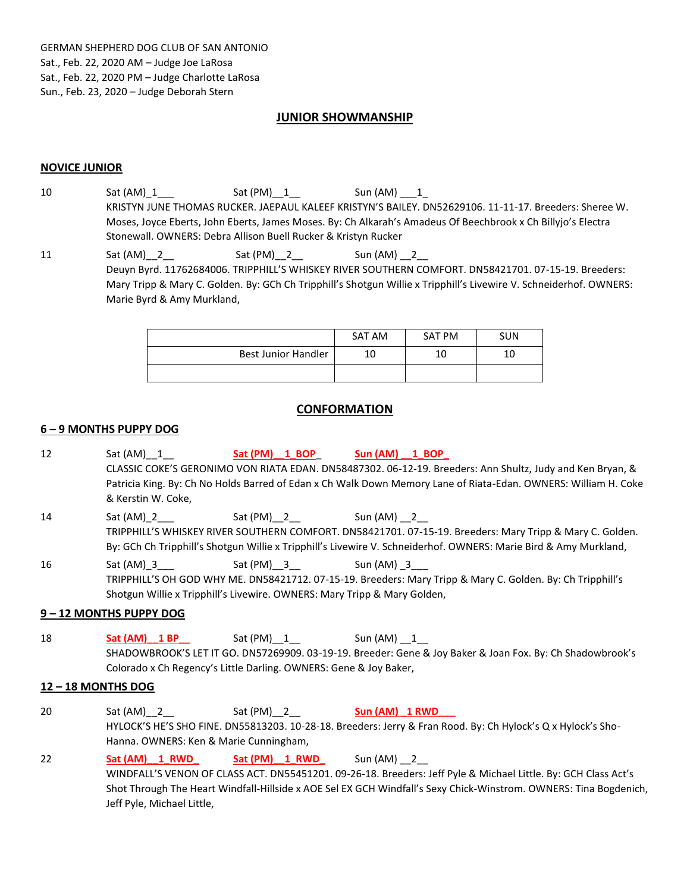GERMAN SHEPHERD DOG CLUB OF SAN ANTONIO
Sat., Feb. 22, 2020 AM – Judge Joe LaRosa
Sat., Feb. 22, 2020 PM – Judge Charlotte LaRosa
Sun., Feb. 23, 2020 – Judge Deborah Stern

## JUNIOR SHOWMANSHIP

### NOVICE JUNIOR

10 Sat (AM)_1___ Sat (PM)__1__ Sun (AM) ___1_
KRISTYN JUNE THOMAS RUCKER. JAEPAUL KALEEF KRISTYN'S BAILEY. DN52629106. 11-11-17. Breeders: Sheree W. Moses, Joyce Eberts, John Eberts, James Moses. By: Ch Alkarah's Amadeus Of Beechbrook x Ch Billyjo's Electra Stonewall. OWNERS: Debra Allison Buell Rucker & Kristyn Rucker

11 Sat (AM)__2__ Sat (PM)__2__ Sun (AM) __2__
Deuyn Byrd. 11762684006. TRIPPHILL'S WHISKEY RIVER SOUTHERN COMFORT. DN58421701. 07-15-19. Breeders: Mary Tripp & Mary C. Golden. By: GCh Ch Tripphill's Shotgun Willie x Tripphill's Livewire V. Schneiderhof. OWNERS: Marie Byrd & Amy Murkland,

| | SAT AM | SAT PM | SUN |
|---|---|---|---|
| Best Junior Handler | 10 | 10 | 10 |
| | | | |

## CONFORMATION

### 6 – 9 MONTHS PUPPY DOG

12 Sat (AM)__1__ **Sat (PM)__1_BOP_** **Sun (AM) __1_BOP_**
CLASSIC COKE'S GERONIMO VON RIATA EDAN. DN58487302. 06-12-19. Breeders: Ann Shultz, Judy and Ken Bryan, & Patricia King. By: Ch No Holds Barred of Edan x Ch Walk Down Memory Lane of Riata-Edan. OWNERS: William H. Coke & Kerstin W. Coke,

14 Sat (AM)_2___ Sat (PM)__2__ Sun (AM) __2__
TRIPPHILL'S WHISKEY RIVER SOUTHERN COMFORT. DN58421701. 07-15-19. Breeders: Mary Tripp & Mary C. Golden. By: GCh Ch Tripphill's Shotgun Willie x Tripphill's Livewire V. Schneiderhof. OWNERS: Marie Bird & Amy Murkland,

16 Sat (AM)_3___ Sat (PM)__3__ Sun (AM) _3___
TRIPPHILL'S OH GOD WHY ME. DN58421712. 07-15-19. Breeders: Mary Tripp & Mary C. Golden. By: Ch Tripphill's Shotgun Willie x Tripphill's Livewire. OWNERS: Mary Tripp & Mary Golden,

### 9 – 12 MONTHS PUPPY DOG

18 **Sat (AM)__1 BP__** Sat (PM)__1__ Sun (AM) __1__
SHADOWBROOK'S LET IT GO. DN57269909. 03-19-19. Breeder: Gene & Joy Baker & Joan Fox. By: Ch Shadowbrook's Colorado x Ch Regency's Little Darling. OWNERS: Gene & Joy Baker,

### 12 – 18 MONTHS DOG

20 Sat (AM)__2__ Sat (PM)__2__ **Sun (AM) _1 RWD___**
HYLOCK'S HE'S SHO FINE. DN55813203. 10-28-18. Breeders: Jerry & Fran Rood. By: Ch Hylock's Q x Hylock's Sho-Hanna. OWNERS: Ken & Marie Cunningham,

22 **Sat (AM)__1_RWD_** **Sat (PM)__1_RWD_** Sun (AM) __2__
WINDFALL'S VENON OF CLASS ACT. DN55451201. 09-26-18. Breeders: Jeff Pyle & Michael Little. By: GCH Class Act's Shot Through The Heart Windfall-Hillside x AOE Sel EX GCH Windfall's Sexy Chick-Winstrom. OWNERS: Tina Bogdenich, Jeff Pyle, Michael Little,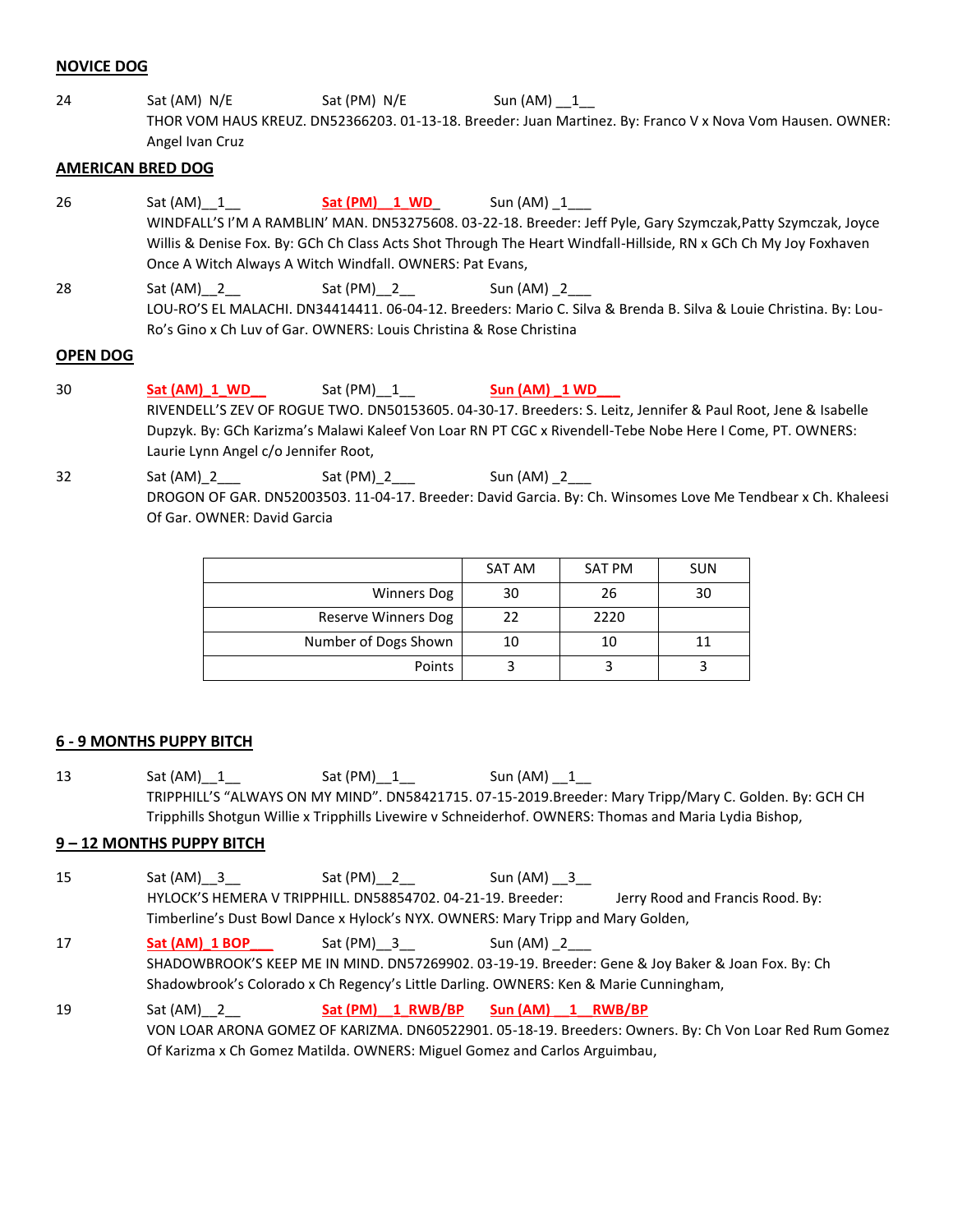## NOVICE DOG

24 Sat (AM) N/E Sat (PM) N/E Sun (AM) __1__
THOR VOM HAUS KREUZ. DN52366203. 01-13-18. Breeder: Juan Martinez. By: Franco V x Nova Vom Hausen. OWNER: Angel Ivan Cruz

## AMERICAN BRED DOG

26 Sat (AM)__1__ **Sat (PM)__1_WD_** Sun (AM) _1___
WINDFALL'S I'M A RAMBLIN' MAN. DN53275608. 03-22-18. Breeder: Jeff Pyle, Gary Szymczak,Patty Szymczak, Joyce Willis & Denise Fox. By: GCh Ch Class Acts Shot Through The Heart Windfall-Hillside, RN x GCh Ch My Joy Foxhaven Once A Witch Always A Witch Windfall. OWNERS: Pat Evans,

28 Sat (AM)__2__ Sat (PM)__2__ Sun (AM) _2___
LOU-RO'S EL MALACHI. DN34414411. 06-04-12. Breeders: Mario C. Silva & Brenda B. Silva & Louie Christina. By: Lou-Ro's Gino x Ch Luv of Gar. OWNERS: Louis Christina & Rose Christina

## OPEN DOG

30 **Sat (AM)_1_WD__** Sat (PM)__1__ **Sun (AM) _1 WD___**
RIVENDELL'S ZEV OF ROGUE TWO. DN50153605. 04-30-17. Breeders: S. Leitz, Jennifer & Paul Root, Jene & Isabelle Dupzyk. By: GCh Karizma's Malawi Kaleef Von Loar RN PT CGC x Rivendell-Tebe Nobe Here I Come, PT. OWNERS: Laurie Lynn Angel c/o Jennifer Root,

32 Sat (AM)_2___ Sat (PM)_2___ Sun (AM) _2___
DROGON OF GAR. DN52003503. 11-04-17. Breeder: David Garcia. By: Ch. Winsomes Love Me Tendbear x Ch. Khaleesi Of Gar. OWNER: David Garcia

| | SAT AM | SAT PM | SUN |
|---|---|---|---|
| Winners Dog | 30 | 26 | 30 |
| Reserve Winners Dog | 22 | 2220 | |
| Number of Dogs Shown | 10 | 10 | 11 |
| Points | 3 | 3 | 3 |

## 6 - 9 MONTHS PUPPY BITCH

13 Sat (AM)__1__ Sat (PM)__1__ Sun (AM) __1__
TRIPPHILL'S "ALWAYS ON MY MIND". DN58421715. 07-15-2019.Breeder: Mary Tripp/Mary C. Golden. By: GCH CH Tripphills Shotgun Willie x Tripphills Livewire v Schneiderhof. OWNERS: Thomas and Maria Lydia Bishop,

## 9 – 12 MONTHS PUPPY BITCH

15 Sat (AM)__3__ Sat (PM)__2__ Sun (AM) __3__
HYLOCK'S HEMERA V TRIPPHILL. DN58854702. 04-21-19. Breeder: Jerry Rood and Francis Rood. By: Timberline's Dust Bowl Dance x Hylock's NYX. OWNERS: Mary Tripp and Mary Golden,

17 **Sat (AM)_1 BOP___** Sat (PM)__3__ Sun (AM) _2___
SHADOWBROOK'S KEEP ME IN MIND. DN57269902. 03-19-19. Breeder: Gene & Joy Baker & Joan Fox. By: Ch Shadowbrook's Colorado x Ch Regency's Little Darling. OWNERS: Ken & Marie Cunningham,

19 Sat (AM)__2__ **Sat (PM)__1_RWB/BP** **Sun (AM) __1__RWB/BP**
VON LOAR ARONA GOMEZ OF KARIZMA. DN60522901. 05-18-19. Breeders: Owners. By: Ch Von Loar Red Rum Gomez Of Karizma x Ch Gomez Matilda. OWNERS: Miguel Gomez and Carlos Arguimbau,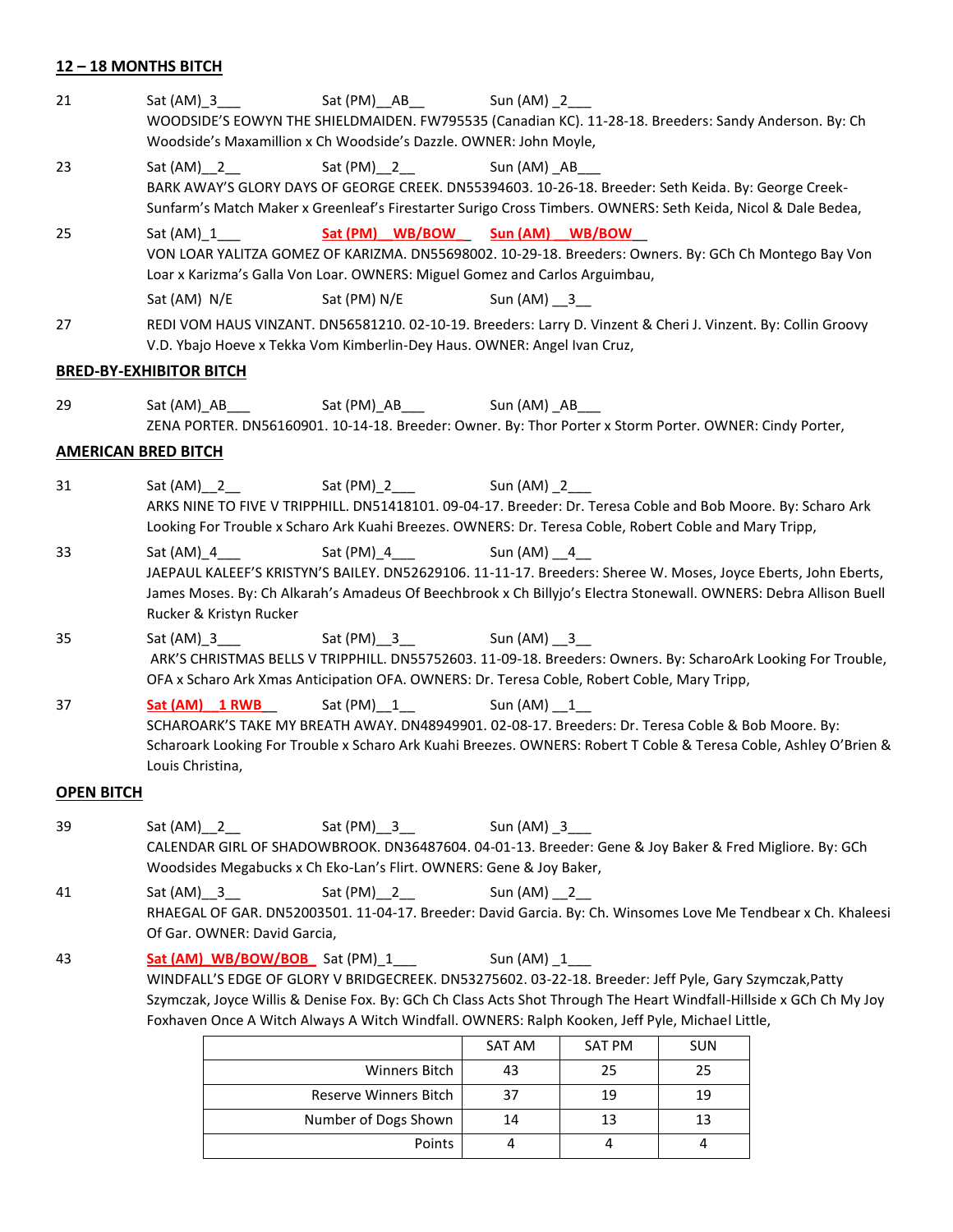## 12 – 18 MONTHS BITCH

21 Sat (AM)_3___ Sat (PM)__AB__ Sun (AM) _2___
WOODSIDE'S EOWYN THE SHIELDMAIDEN. FW795535 (Canadian KC). 11-28-18. Breeders: Sandy Anderson. By: Ch Woodside's Maxamillion x Ch Woodside's Dazzle. OWNER: John Moyle,

23 Sat (AM)__2__ Sat (PM)__2__ Sun (AM) _AB___
BARK AWAY'S GLORY DAYS OF GEORGE CREEK. DN55394603. 10-26-18. Breeder: Seth Keida. By: George Creek-Sunfarm's Match Maker x Greenleaf's Firestarter Surigo Cross Timbers. OWNERS: Seth Keida, Nicol & Dale Bedea,

25 Sat (AM)_1___ **Sat (PM)__WB/BOW__** **Sun (AM)__WB/BOW__**
VON LOAR YALITZA GOMEZ OF KARIZMA. DN55698002. 10-29-18. Breeders: Owners. By: GCh Ch Montego Bay Von Loar x Karizma's Galla Von Loar. OWNERS: Miguel Gomez and Carlos Arguimbau,

27 Sat (AM) N/E Sat (PM) N/E Sun (AM) __3__
REDI VOM HAUS VINZANT. DN56581210. 02-10-19. Breeders: Larry D. Vinzent & Cheri J. Vinzent. By: Collin Groovy V.D. Ybajo Hoeve x Tekka Vom Kimberlin-Dey Haus. OWNER: Angel Ivan Cruz,

## BRED-BY-EXHIBITOR BITCH

29 Sat (AM)_AB___ Sat (PM)_AB___ Sun (AM) _AB___
ZENA PORTER. DN56160901. 10-14-18. Breeder: Owner. By: Thor Porter x Storm Porter. OWNER: Cindy Porter,

## AMERICAN BRED BITCH

31 Sat (AM)__2__ Sat (PM)_2___ Sun (AM) _2___
ARKS NINE TO FIVE V TRIPPHILL. DN51418101. 09-04-17. Breeder: Dr. Teresa Coble and Bob Moore. By: Scharo Ark Looking For Trouble x Scharo Ark Kuahi Breezes. OWNERS: Dr. Teresa Coble, Robert Coble and Mary Tripp,

33 Sat (AM)_4___ Sat (PM)_4___ Sun (AM) __4__
JAEPAUL KALEEF'S KRISTYN'S BAILEY. DN52629106. 11-11-17. Breeders: Sheree W. Moses, Joyce Eberts, John Eberts, James Moses. By: Ch Alkarah's Amadeus Of Beechbrook x Ch Billyjo's Electra Stonewall. OWNERS: Debra Allison Buell Rucker & Kristyn Rucker

35 Sat (AM)_3___ Sat (PM)__3__ Sun (AM) __3__
ARK'S CHRISTMAS BELLS V TRIPPHILL. DN55752603. 11-09-18. Breeders: Owners. By: ScharoArk Looking For Trouble, OFA x Scharo Ark Xmas Anticipation OFA. OWNERS: Dr. Teresa Coble, Robert Coble, Mary Tripp,

37 **Sat (AM)__1 RWB__** Sat (PM)__1__ Sun (AM) __1__
SCHAROARK'S TAKE MY BREATH AWAY. DN48949901. 02-08-17. Breeders: Dr. Teresa Coble & Bob Moore. By: Scharoark Looking For Trouble x Scharo Ark Kuahi Breezes. OWNERS: Robert T Coble & Teresa Coble, Ashley O'Brien & Louis Christina,

## OPEN BITCH

39 Sat (AM)__2__ Sat (PM)__3__ Sun (AM) _3___
CALENDAR GIRL OF SHADOWBROOK. DN36487604. 04-01-13. Breeder: Gene & Joy Baker & Fred Migliore. By: GCh Woodsides Megabucks x Ch Eko-Lan's Flirt. OWNERS: Gene & Joy Baker,

41 Sat (AM)__3__ Sat (PM)__2__ Sun (AM) __2__
RHAEGAL OF GAR. DN52003501. 11-04-17. Breeder: David Garcia. By: Ch. Winsomes Love Me Tendbear x Ch. Khaleesi Of Gar. OWNER: David Garcia,

43 **Sat (AM)_WB/BOW/BOB_** Sat (PM)_1___ Sun (AM) _1___
WINDFALL'S EDGE OF GLORY V BRIDGECREEK. DN53275602. 03-22-18. Breeder: Jeff Pyle, Gary Szymczak,Patty Szymczak, Joyce Willis & Denise Fox. By: GCh Ch Class Acts Shot Through The Heart Windfall-Hillside x GCh Ch My Joy Foxhaven Once A Witch Always A Witch Windfall. OWNERS: Ralph Kooken, Jeff Pyle, Michael Little,

| | SAT AM | SAT PM | SUN |
|---|---|---|---|
| Winners Bitch | 43 | 25 | 25 |
| Reserve Winners Bitch | 37 | 19 | 19 |
| Number of Dogs Shown | 14 | 13 | 13 |
| Points | 4 | 4 | 4 |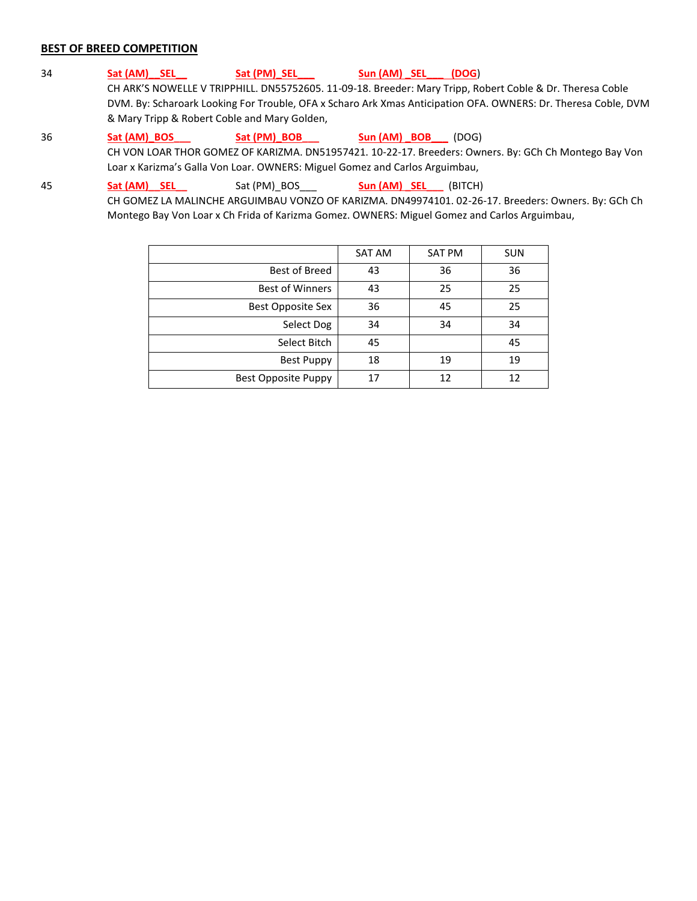**BEST OF BREED COMPETITION**

34 **Sat (AM)__SEL__** **Sat (PM)_SEL___** **Sun (AM) _SEL___ (DOG)**
CH ARK'S NOWELLE V TRIPPHILL. DN55752605. 11-09-18. Breeder: Mary Tripp, Robert Coble & Dr. Theresa Coble DVM. By: Scharoark Looking For Trouble, OFA x Scharo Ark Xmas Anticipation OFA. OWNERS: Dr. Theresa Coble, DVM & Mary Tripp & Robert Coble and Mary Golden,

36 **Sat (AM)_BOS___** **Sat (PM)_BOB___** **Sun (AM) _BOB___** (DOG)
CH VON LOAR THOR GOMEZ OF KARIZMA. DN51957421. 10-22-17. Breeders: Owners. By: GCh Ch Montego Bay Von Loar x Karizma's Galla Von Loar. OWNERS: Miguel Gomez and Carlos Arguimbau,

45 **Sat (AM)__SEL__** Sat (PM)_BOS___ **Sun (AM) _SEL___** (BITCH)
CH GOMEZ LA MALINCHE ARGUIMBAU VONZO OF KARIZMA. DN49974101. 02-26-17. Breeders: Owners. By: GCh Ch Montego Bay Von Loar x Ch Frida of Karizma Gomez. OWNERS: Miguel Gomez and Carlos Arguimbau,

| | SAT AM | SAT PM | SUN |
|---|---|---|---|
| Best of Breed | 43 | 36 | 36 |
| Best of Winners | 43 | 25 | 25 |
| Best Opposite Sex | 36 | 45 | 25 |
| Select Dog | 34 | 34 | 34 |
| Select Bitch | 45 | | 45 |
| Best Puppy | 18 | 19 | 19 |
| Best Opposite Puppy | 17 | 12 | 12 |